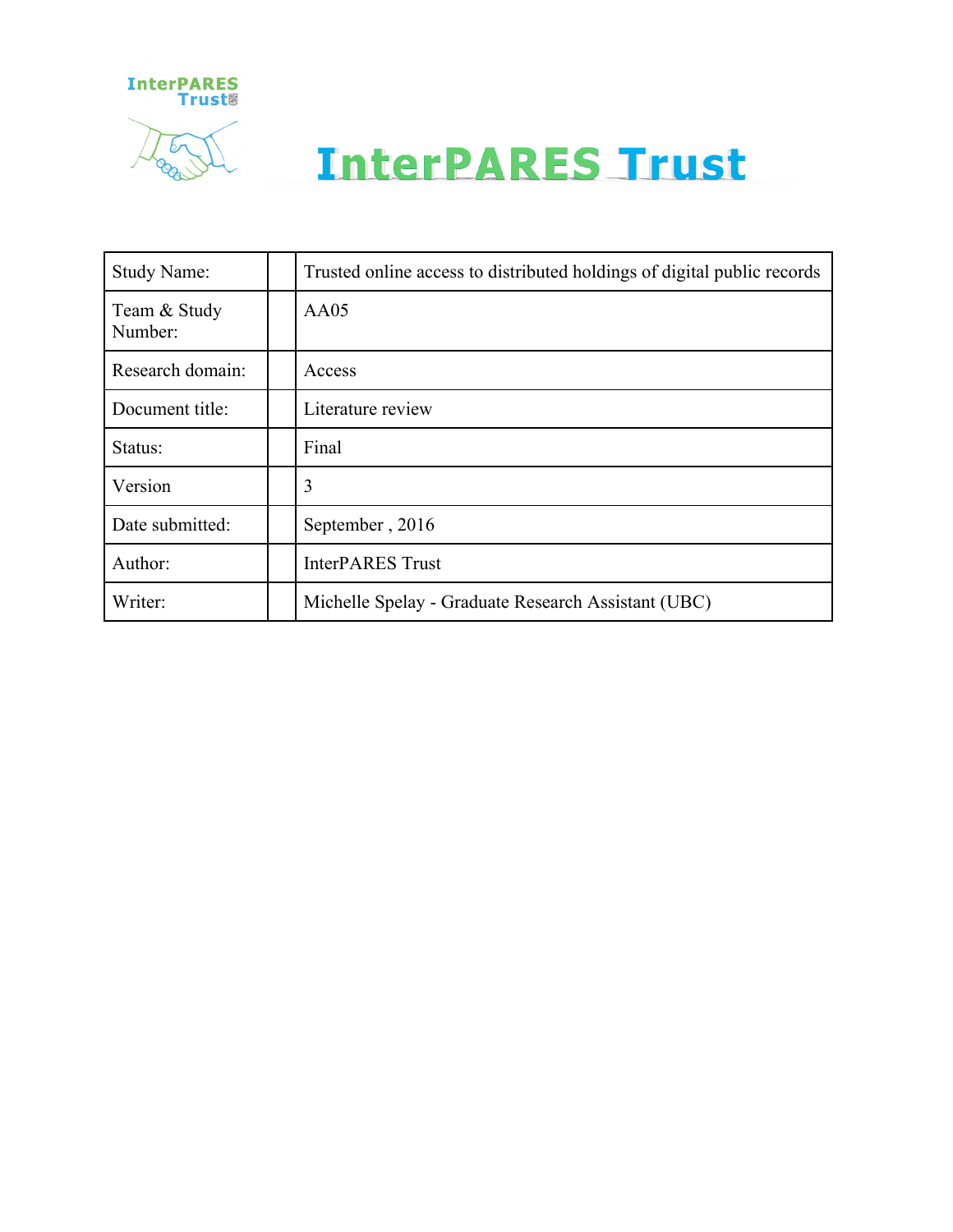# InterPARES Trust

| Study Name: | | Trusted online access to distributed holdings of digital public records |
|---|---|---|
| Team & Study Number: | | AA05 |
| Research domain: | | Access |
| Document title: | | Literature review |
| Status: | | Final |
| Version | | 3 |
| Date submitted: | | September , 2016 |
| Author: | | InterPARES Trust |
| Writer: | | Michelle Spelay - Graduate Research Assistant (UBC) |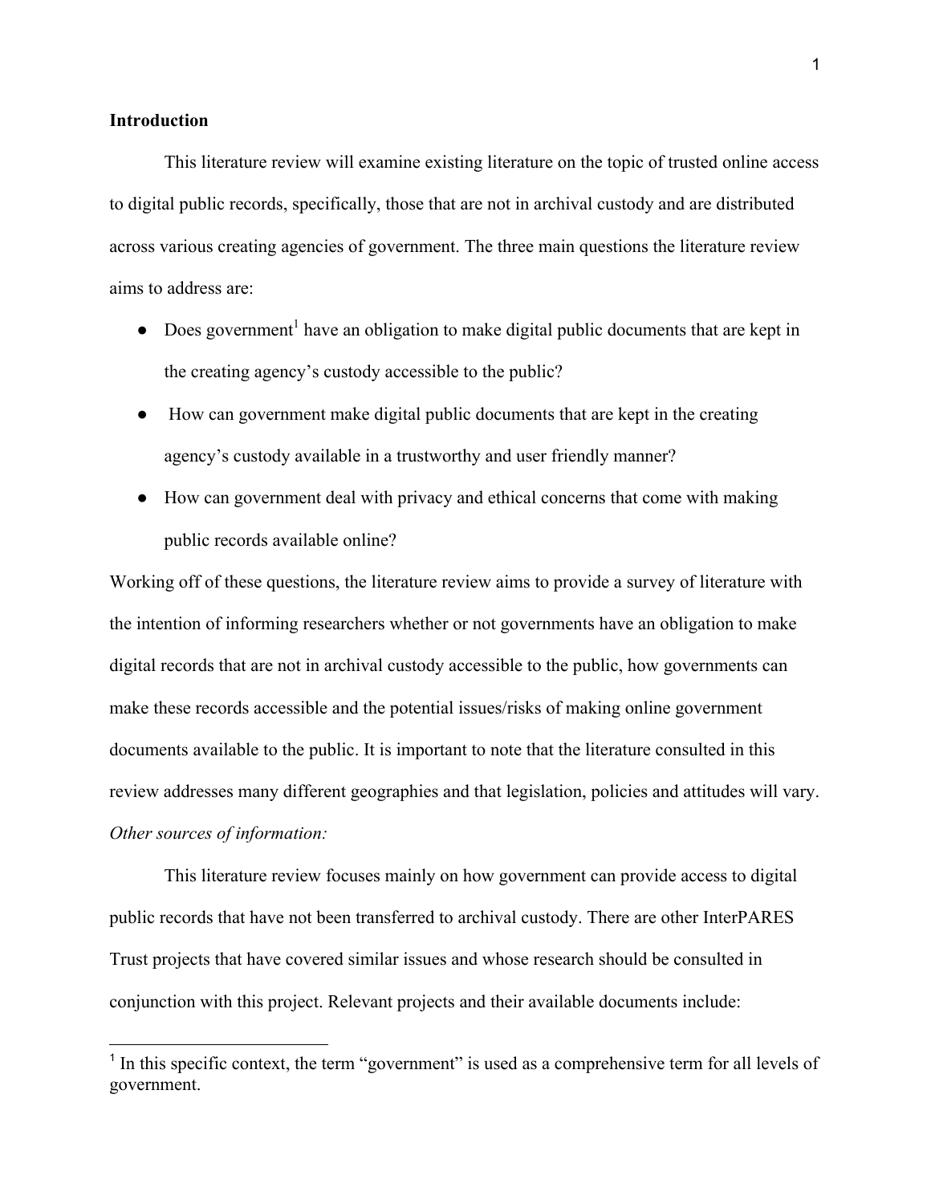**Introduction**

This literature review will examine existing literature on the topic of trusted online access to digital public records, specifically, those that are not in archival custody and are distributed across various creating agencies of government. The three main questions the literature review aims to address are:

- Does government[1] have an obligation to make digital public documents that are kept in the creating agency's custody accessible to the public?
- How can government make digital public documents that are kept in the creating agency's custody available in a trustworthy and user friendly manner?
- How can government deal with privacy and ethical concerns that come with making public records available online?

Working off of these questions, the literature review aims to provide a survey of literature with the intention of informing researchers whether or not governments have an obligation to make digital records that are not in archival custody accessible to the public, how governments can make these records accessible and the potential issues/risks of making online government documents available to the public. It is important to note that the literature consulted in this review addresses many different geographies and that legislation, policies and attitudes will vary.

*Other sources of information:*

This literature review focuses mainly on how government can provide access to digital public records that have not been transferred to archival custody. There are other InterPARES Trust projects that have covered similar issues and whose research should be consulted in conjunction with this project. Relevant projects and their available documents include:

[1] In this specific context, the term "government" is used as a comprehensive term for all levels of government.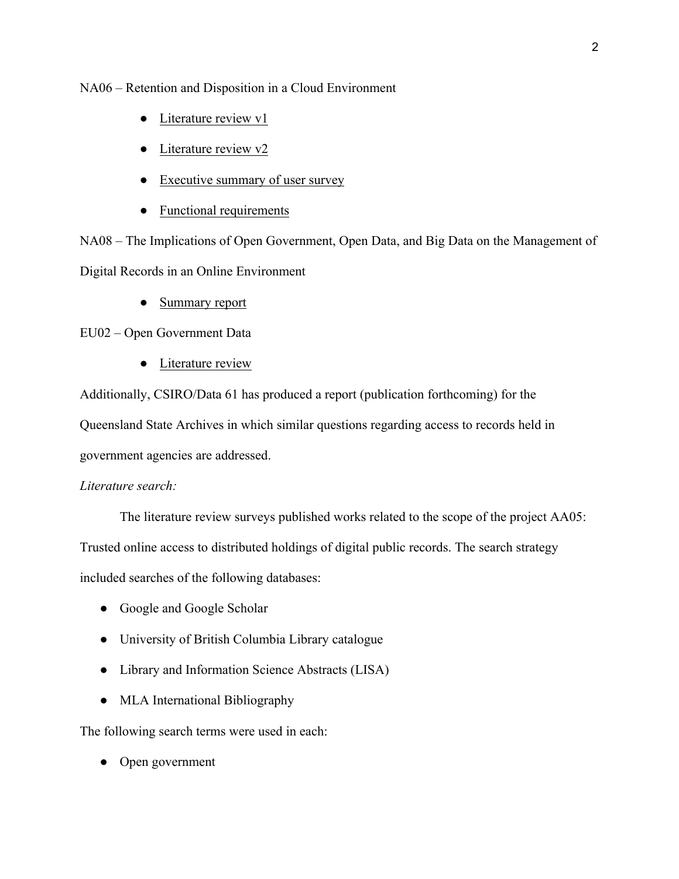NA06 – Retention and Disposition in a Cloud Environment

- Literature review v1
- Literature review v2
- Executive summary of user survey
- Functional requirements

NA08 – The Implications of Open Government, Open Data, and Big Data on the Management of Digital Records in an Online Environment

- Summary report

EU02 – Open Government Data

- Literature review

Additionally, CSIRO/Data 61 has produced a report (publication forthcoming) for the Queensland State Archives in which similar questions regarding access to records held in government agencies are addressed.

*Literature search:*

The literature review surveys published works related to the scope of the project AA05: Trusted online access to distributed holdings of digital public records. The search strategy included searches of the following databases:

- Google and Google Scholar
- University of British Columbia Library catalogue
- Library and Information Science Abstracts (LISA)
- MLA International Bibliography

The following search terms were used in each:

- Open government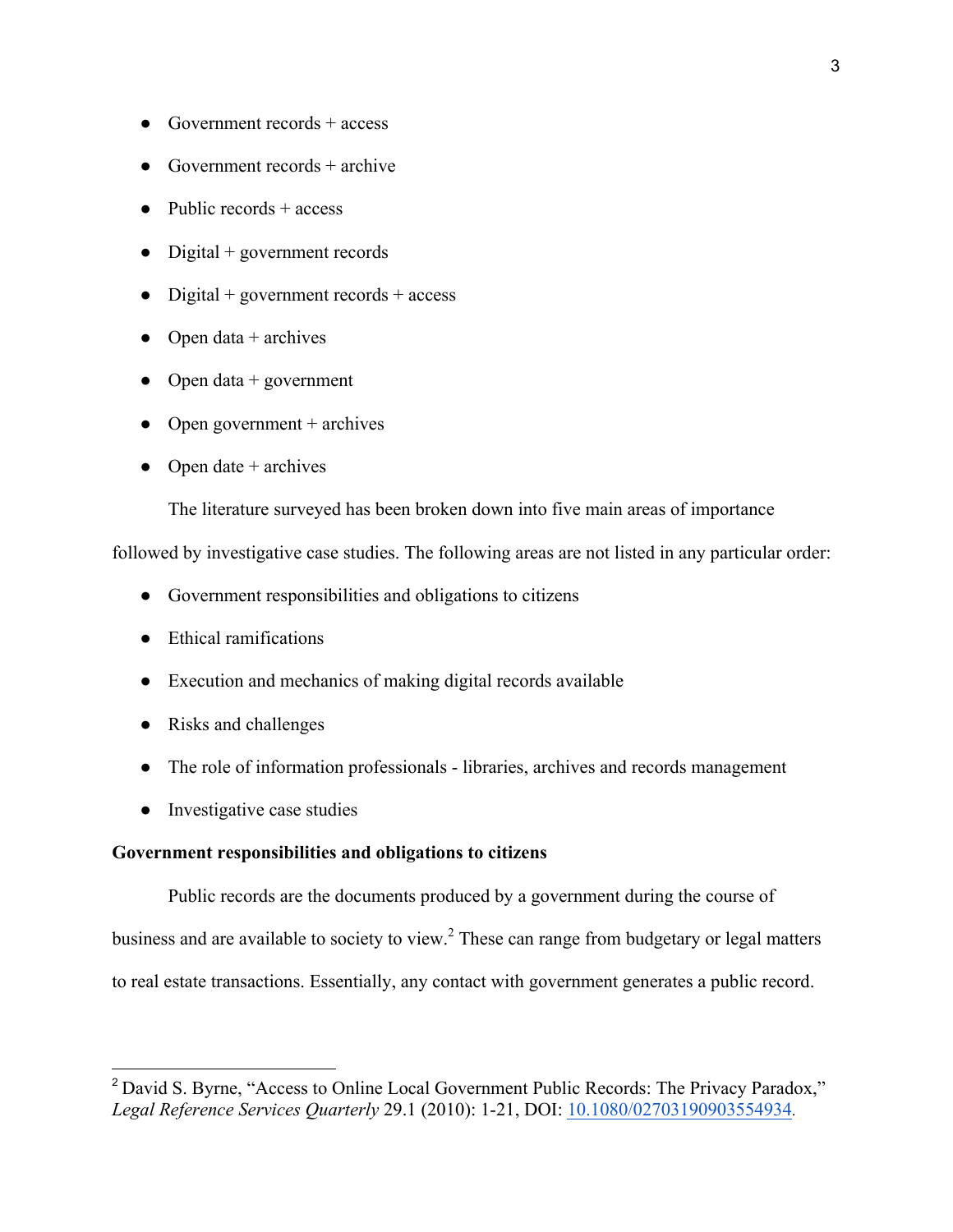- Government records + access
- Government records + archive
- Public records + access
- Digital + government records
- Digital + government records + access
- Open data + archives
- Open data + government
- Open government + archives
- Open date + archives

The literature surveyed has been broken down into five main areas of importance followed by investigative case studies. The following areas are not listed in any particular order:

- Government responsibilities and obligations to citizens
- Ethical ramifications
- Execution and mechanics of making digital records available
- Risks and challenges
- The role of information professionals - libraries, archives and records management
- Investigative case studies

**Government responsibilities and obligations to citizens**

Public records are the documents produced by a government during the course of business and are available to society to view.[2] These can range from budgetary or legal matters to real estate transactions. Essentially, any contact with government generates a public record.

---

[2] David S. Byrne, "Access to Online Local Government Public Records: The Privacy Paradox," *Legal Reference Services Quarterly* 29.1 (2010): 1-21, DOI: [10.1080/02703190903554934](https://doi.org/10.1080/02703190903554934).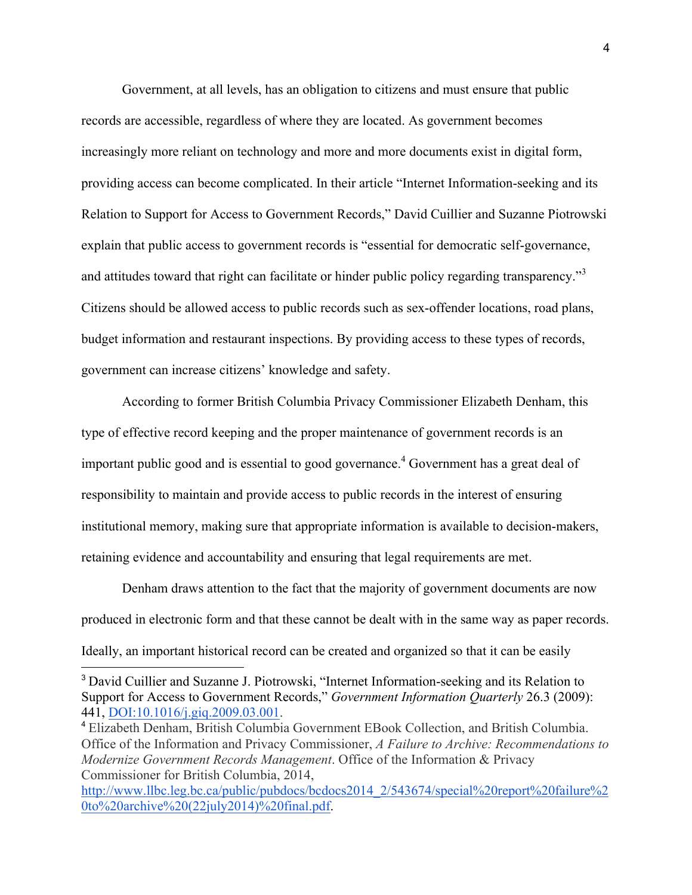Government, at all levels, has an obligation to citizens and must ensure that public records are accessible, regardless of where they are located. As government becomes increasingly more reliant on technology and more and more documents exist in digital form, providing access can become complicated. In their article "Internet Information-seeking and its Relation to Support for Access to Government Records," David Cuillier and Suzanne Piotrowski explain that public access to government records is "essential for democratic self-governance, and attitudes toward that right can facilitate or hinder public policy regarding transparency."[3] Citizens should be allowed access to public records such as sex-offender locations, road plans, budget information and restaurant inspections. By providing access to these types of records, government can increase citizens' knowledge and safety.

According to former British Columbia Privacy Commissioner Elizabeth Denham, this type of effective record keeping and the proper maintenance of government records is an important public good and is essential to good governance.[4] Government has a great deal of responsibility to maintain and provide access to public records in the interest of ensuring institutional memory, making sure that appropriate information is available to decision-makers, retaining evidence and accountability and ensuring that legal requirements are met.

Denham draws attention to the fact that the majority of government documents are now produced in electronic form and that these cannot be dealt with in the same way as paper records. Ideally, an important historical record can be created and organized so that it can be easily

---

[3] David Cuillier and Suzanne J. Piotrowski, "Internet Information-seeking and its Relation to Support for Access to Government Records," *Government Information Quarterly* 26.3 (2009): 441, DOI:10.1016/j.giq.2009.03.001.

[4] Elizabeth Denham, British Columbia Government EBook Collection, and British Columbia. Office of the Information and Privacy Commissioner, *A Failure to Archive: Recommendations to Modernize Government Records Management*. Office of the Information & Privacy Commissioner for British Columbia, 2014, http://www.llbc.leg.bc.ca/public/pubdocs/bcdocs2014_2/543674/special%20report%20failure%20to%20archive%20(22july2014)%20final.pdf.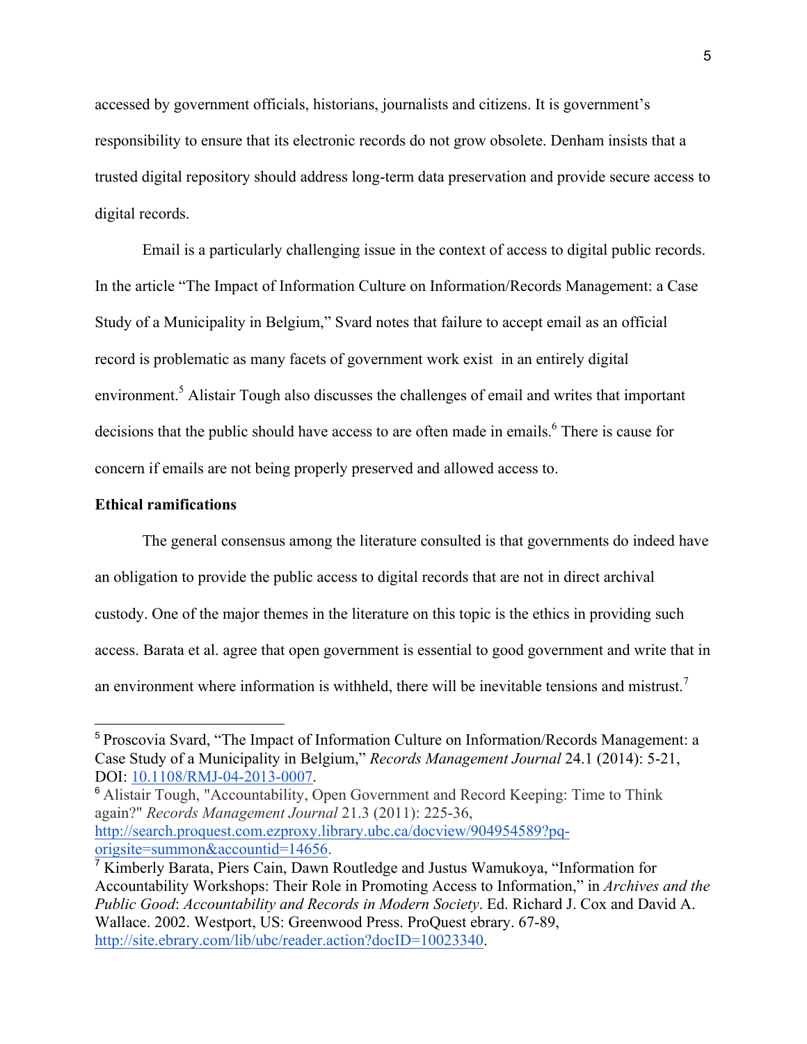accessed by government officials, historians, journalists and citizens. It is government's responsibility to ensure that its electronic records do not grow obsolete. Denham insists that a trusted digital repository should address long-term data preservation and provide secure access to digital records.

Email is a particularly challenging issue in the context of access to digital public records. In the article "The Impact of Information Culture on Information/Records Management: a Case Study of a Municipality in Belgium," Svard notes that failure to accept email as an official record is problematic as many facets of government work exist in an entirely digital environment.[5] Alistair Tough also discusses the challenges of email and writes that important decisions that the public should have access to are often made in emails.[6] There is cause for concern if emails are not being properly preserved and allowed access to.

**Ethical ramifications**

The general consensus among the literature consulted is that governments do indeed have an obligation to provide the public access to digital records that are not in direct archival custody. One of the major themes in the literature on this topic is the ethics in providing such access. Barata et al. agree that open government is essential to good government and write that in an environment where information is withheld, there will be inevitable tensions and mistrust.[7]

---

[5] Proscovia Svard, "The Impact of Information Culture on Information/Records Management: a Case Study of a Municipality in Belgium," *Records Management Journal* 24.1 (2014): 5-21, DOI: 10.1108/RMJ-04-2013-0007.

[6] Alistair Tough, "Accountability, Open Government and Record Keeping: Time to Think again?" *Records Management Journal* 21.3 (2011): 225-36, http://search.proquest.com.ezproxy.library.ubc.ca/docview/904954589?pq-origsite=summon&accountid=14656.

[7] Kimberly Barata, Piers Cain, Dawn Routledge and Justus Wamukoya, "Information for Accountability Workshops: Their Role in Promoting Access to Information," in *Archives and the Public Good*: *Accountability and Records in Modern Society*. Ed. Richard J. Cox and David A. Wallace. 2002. Westport, US: Greenwood Press. ProQuest ebrary. 67-89, http://site.ebrary.com/lib/ubc/reader.action?docID=10023340.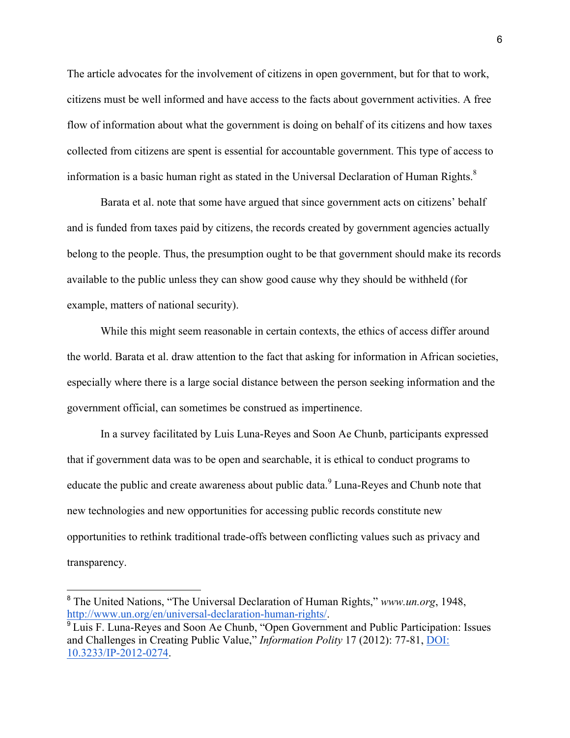The article advocates for the involvement of citizens in open government, but for that to work, citizens must be well informed and have access to the facts about government activities. A free flow of information about what the government is doing on behalf of its citizens and how taxes collected from citizens are spent is essential for accountable government. This type of access to information is a basic human right as stated in the Universal Declaration of Human Rights.[8]

Barata et al. note that some have argued that since government acts on citizens' behalf and is funded from taxes paid by citizens, the records created by government agencies actually belong to the people. Thus, the presumption ought to be that government should make its records available to the public unless they can show good cause why they should be withheld (for example, matters of national security).

While this might seem reasonable in certain contexts, the ethics of access differ around the world. Barata et al. draw attention to the fact that asking for information in African societies, especially where there is a large social distance between the person seeking information and the government official, can sometimes be construed as impertinence.

In a survey facilitated by Luis Luna-Reyes and Soon Ae Chunb, participants expressed that if government data was to be open and searchable, it is ethical to conduct programs to educate the public and create awareness about public data.[9] Luna-Reyes and Chunb note that new technologies and new opportunities for accessing public records constitute new opportunities to rethink traditional trade-offs between conflicting values such as privacy and transparency.

---

[8] The United Nations, "The Universal Declaration of Human Rights," *www.un.org*, 1948, http://www.un.org/en/universal-declaration-human-rights/.

[9] Luis F. Luna-Reyes and Soon Ae Chunb, "Open Government and Public Participation: Issues and Challenges in Creating Public Value," *Information Polity* 17 (2012): 77-81, DOI: 10.3233/IP-2012-0274.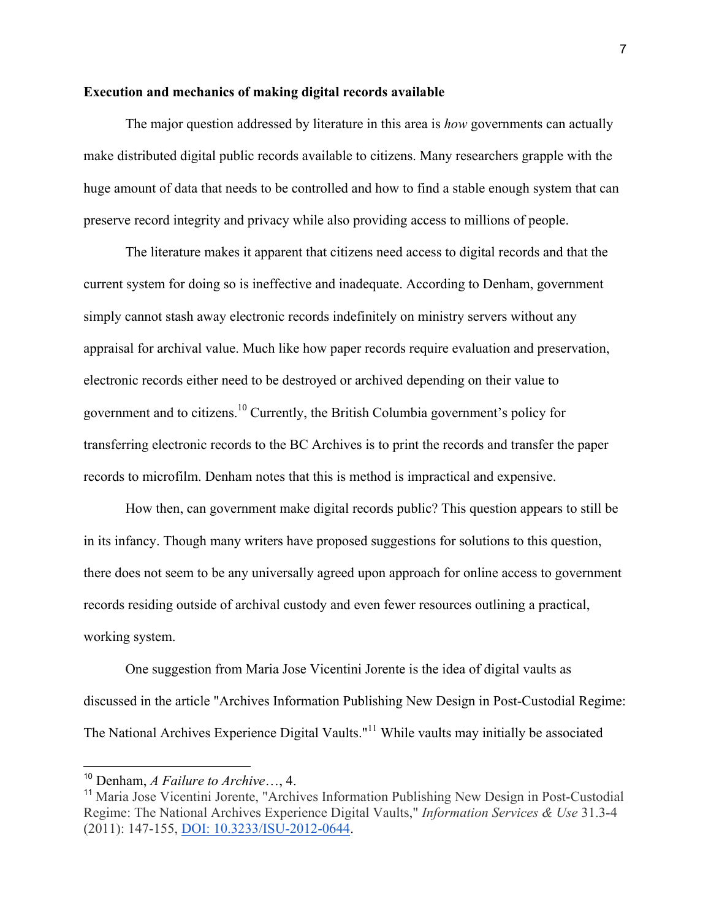**Execution and mechanics of making digital records available**

The major question addressed by literature in this area is *how* governments can actually make distributed digital public records available to citizens. Many researchers grapple with the huge amount of data that needs to be controlled and how to find a stable enough system that can preserve record integrity and privacy while also providing access to millions of people.

The literature makes it apparent that citizens need access to digital records and that the current system for doing so is ineffective and inadequate. According to Denham, government simply cannot stash away electronic records indefinitely on ministry servers without any appraisal for archival value. Much like how paper records require evaluation and preservation, electronic records either need to be destroyed or archived depending on their value to government and to citizens.[10] Currently, the British Columbia government's policy for transferring electronic records to the BC Archives is to print the records and transfer the paper records to microfilm. Denham notes that this is method is impractical and expensive.

How then, can government make digital records public? This question appears to still be in its infancy. Though many writers have proposed suggestions for solutions to this question, there does not seem to be any universally agreed upon approach for online access to government records residing outside of archival custody and even fewer resources outlining a practical, working system.

One suggestion from Maria Jose Vicentini Jorente is the idea of digital vaults as discussed in the article "Archives Information Publishing New Design in Post-Custodial Regime: The National Archives Experience Digital Vaults."[11] While vaults may initially be associated

---

[10] Denham, *A Failure to Archive*…, 4.

[11] Maria Jose Vicentini Jorente, "Archives Information Publishing New Design in Post-Custodial Regime: The National Archives Experience Digital Vaults," *Information Services & Use* 31.3-4 (2011): 147-155, DOI: 10.3233/ISU-2012-0644.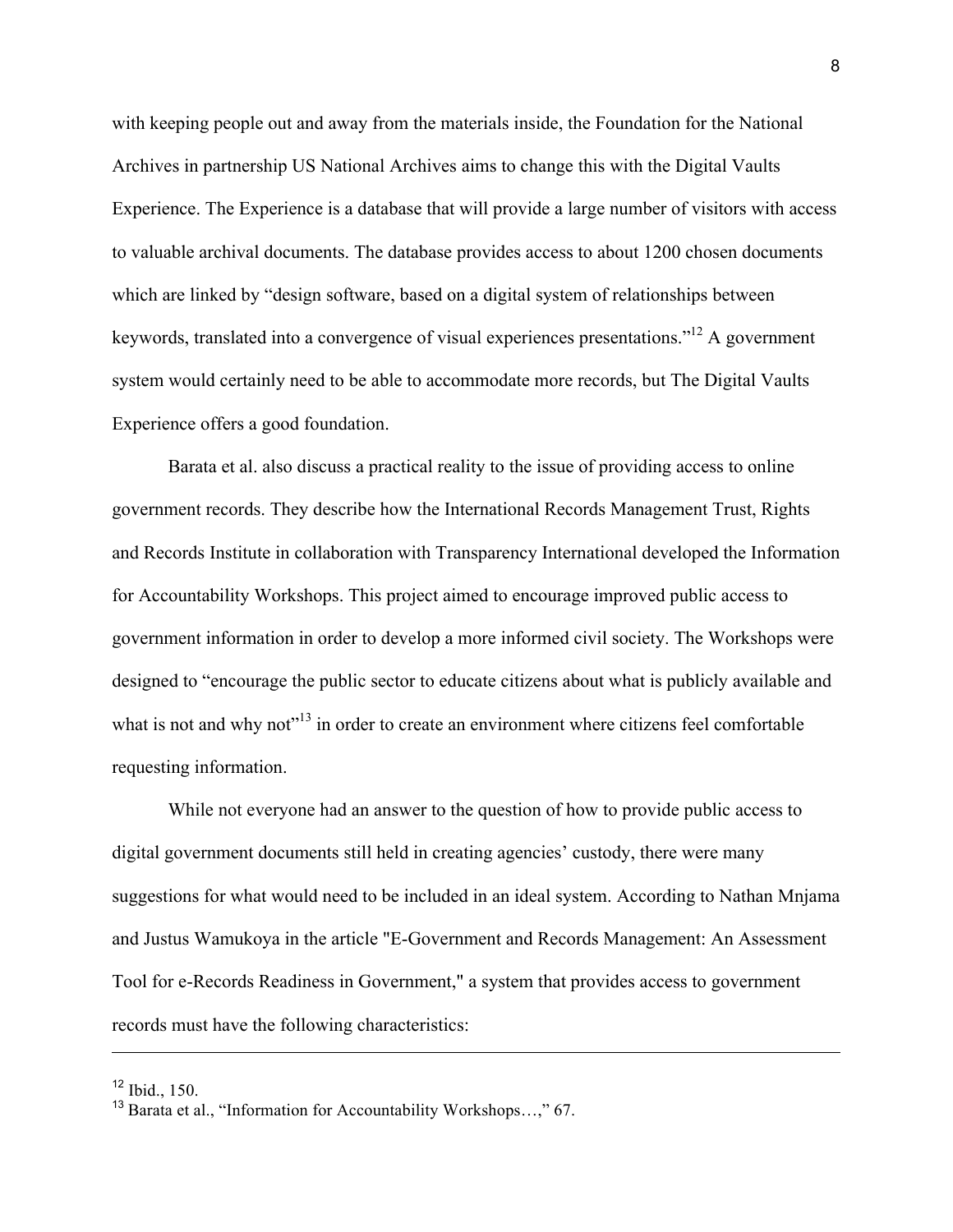with keeping people out and away from the materials inside, the Foundation for the National Archives in partnership US National Archives aims to change this with the Digital Vaults Experience. The Experience is a database that will provide a large number of visitors with access to valuable archival documents. The database provides access to about 1200 chosen documents which are linked by “design software, based on a digital system of relationships between keywords, translated into a convergence of visual experiences presentations.”[12] A government system would certainly need to be able to accommodate more records, but The Digital Vaults Experience offers a good foundation.

Barata et al. also discuss a practical reality to the issue of providing access to online government records. They describe how the International Records Management Trust, Rights and Records Institute in collaboration with Transparency International developed the Information for Accountability Workshops. This project aimed to encourage improved public access to government information in order to develop a more informed civil society. The Workshops were designed to “encourage the public sector to educate citizens about what is publicly available and what is not and why not”[13] in order to create an environment where citizens feel comfortable requesting information.

While not everyone had an answer to the question of how to provide public access to digital government documents still held in creating agencies' custody, there were many suggestions for what would need to be included in an ideal system. According to Nathan Mnjama and Justus Wamukoya in the article "E-Government and Records Management: An Assessment Tool for e-Records Readiness in Government," a system that provides access to government records must have the following characteristics:

---

[12] Ibid., 150.

[13] Barata et al., “Information for Accountability Workshops…,” 67.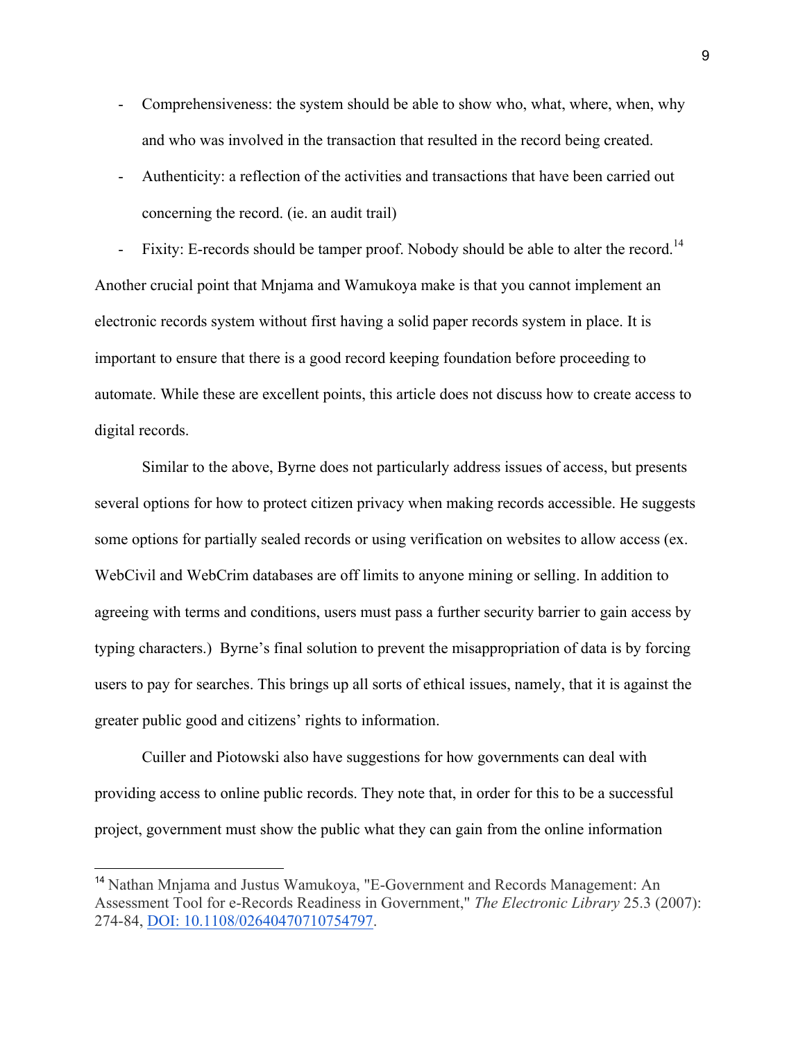- Comprehensiveness: the system should be able to show who, what, where, when, why and who was involved in the transaction that resulted in the record being created.
- Authenticity: a reflection of the activities and transactions that have been carried out concerning the record. (ie. an audit trail)
- Fixity: E-records should be tamper proof. Nobody should be able to alter the record.[14]

Another crucial point that Mnjama and Wamukoya make is that you cannot implement an electronic records system without first having a solid paper records system in place. It is important to ensure that there is a good record keeping foundation before proceeding to automate. While these are excellent points, this article does not discuss how to create access to digital records.

Similar to the above, Byrne does not particularly address issues of access, but presents several options for how to protect citizen privacy when making records accessible. He suggests some options for partially sealed records or using verification on websites to allow access (ex. WebCivil and WebCrim databases are off limits to anyone mining or selling. In addition to agreeing with terms and conditions, users must pass a further security barrier to gain access by typing characters.) Byrne's final solution to prevent the misappropriation of data is by forcing users to pay for searches. This brings up all sorts of ethical issues, namely, that it is against the greater public good and citizens' rights to information.

Cuiller and Piotowski also have suggestions for how governments can deal with providing access to online public records. They note that, in order for this to be a successful project, government must show the public what they can gain from the online information

[14] Nathan Mnjama and Justus Wamukoya, "E-Government and Records Management: An Assessment Tool for e-Records Readiness in Government," *The Electronic Library* 25.3 (2007): 274-84, [DOI: 10.1108/02640470710754797](https://doi.org/10.1108/02640470710754797).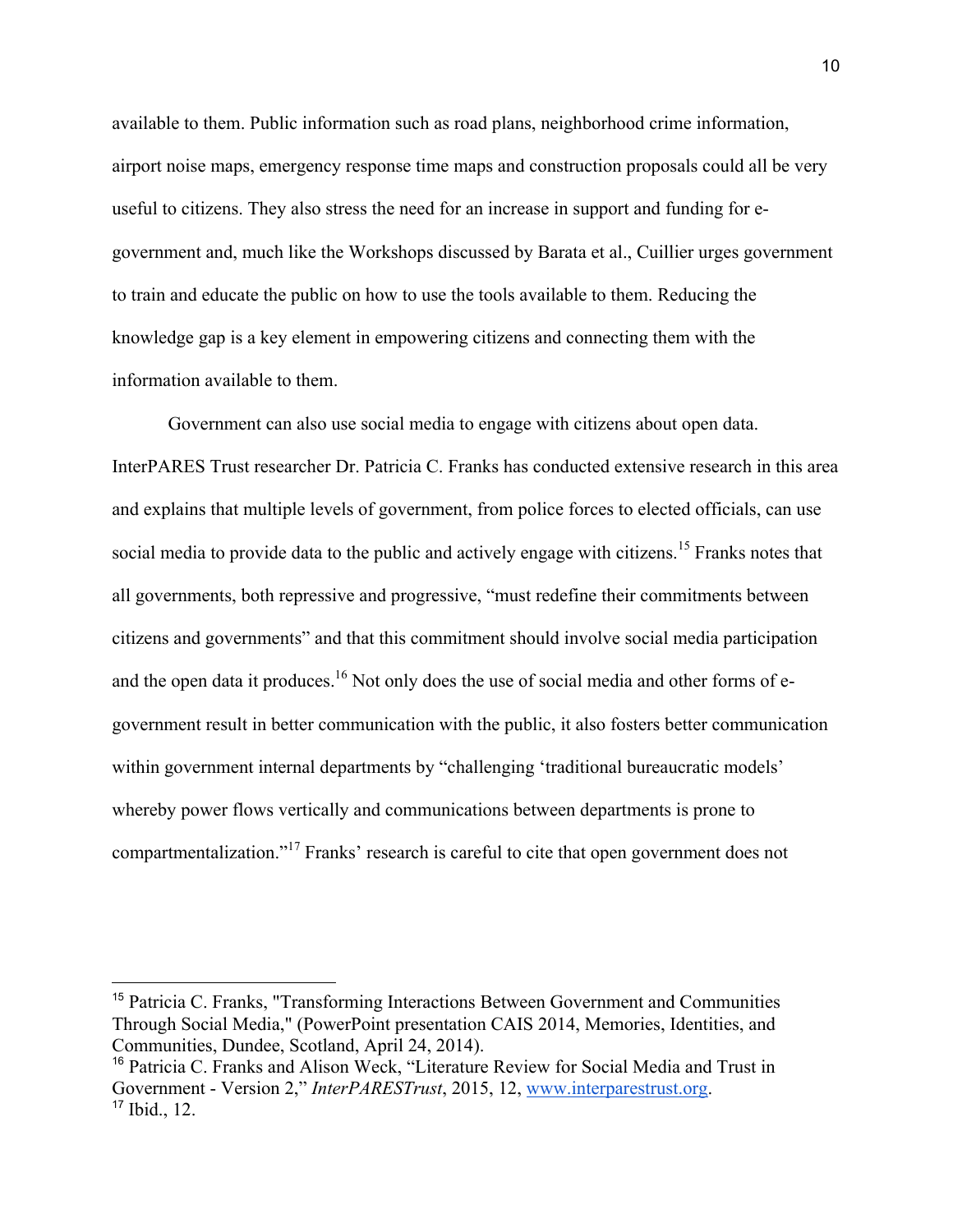available to them. Public information such as road plans, neighborhood crime information, airport noise maps, emergency response time maps and construction proposals could all be very useful to citizens. They also stress the need for an increase in support and funding for e-government and, much like the Workshops discussed by Barata et al., Cuillier urges government to train and educate the public on how to use the tools available to them. Reducing the knowledge gap is a key element in empowering citizens and connecting them with the information available to them.

Government can also use social media to engage with citizens about open data. InterPARES Trust researcher Dr. Patricia C. Franks has conducted extensive research in this area and explains that multiple levels of government, from police forces to elected officials, can use social media to provide data to the public and actively engage with citizens.[15] Franks notes that all governments, both repressive and progressive, "must redefine their commitments between citizens and governments" and that this commitment should involve social media participation and the open data it produces.[16] Not only does the use of social media and other forms of e-government result in better communication with the public, it also fosters better communication within government internal departments by "challenging 'traditional bureaucratic models' whereby power flows vertically and communications between departments is prone to compartmentalization."[17] Franks' research is careful to cite that open government does not

---

[15] Patricia C. Franks, "Transforming Interactions Between Government and Communities Through Social Media," (PowerPoint presentation CAIS 2014, Memories, Identities, and Communities, Dundee, Scotland, April 24, 2014).

[16] Patricia C. Franks and Alison Weck, "Literature Review for Social Media and Trust in Government - Version 2," *InterPARESTrust*, 2015, 12, www.interparestrust.org.

[17] Ibid., 12.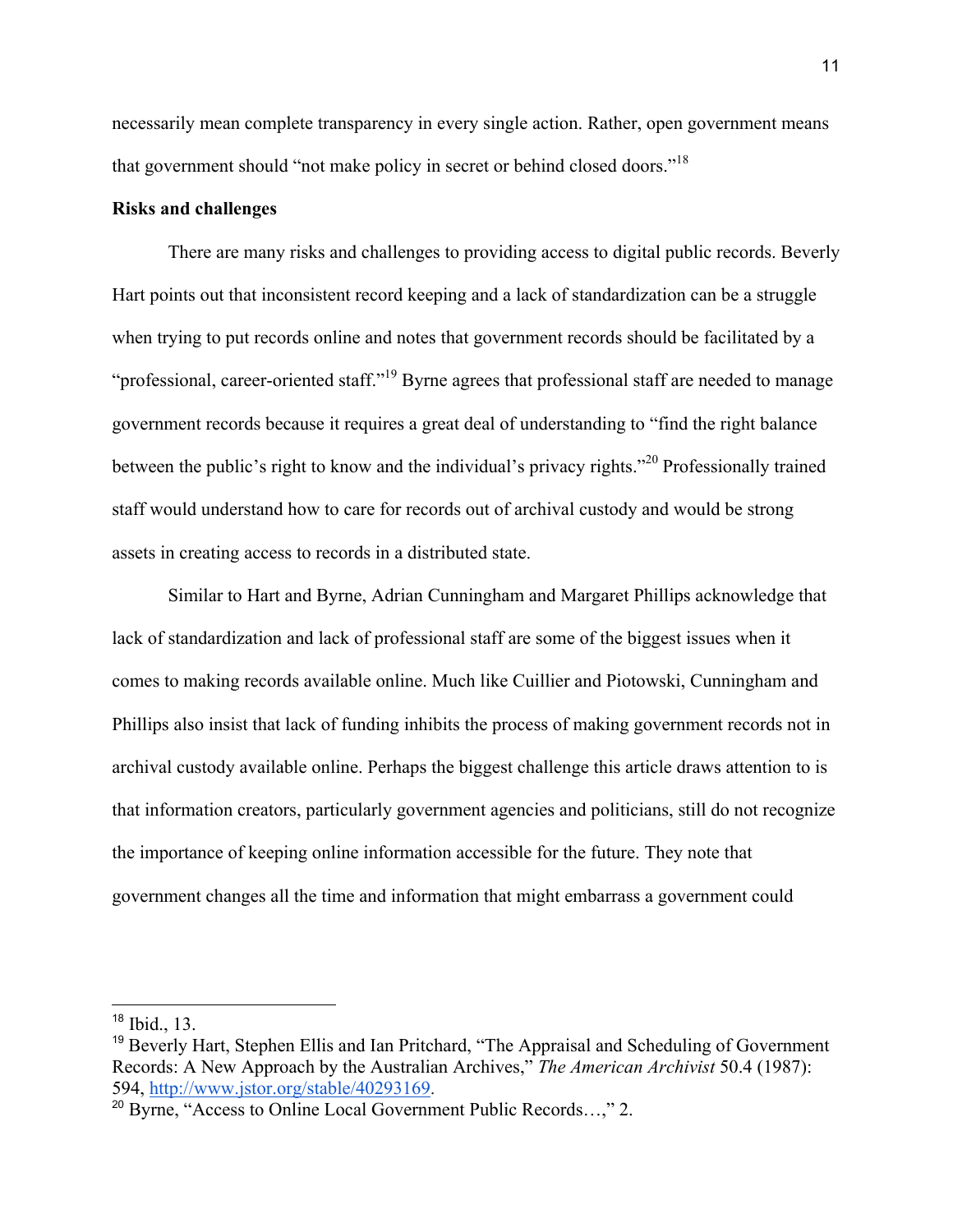necessarily mean complete transparency in every single action. Rather, open government means that government should "not make policy in secret or behind closed doors."[18]

**Risks and challenges**

There are many risks and challenges to providing access to digital public records. Beverly Hart points out that inconsistent record keeping and a lack of standardization can be a struggle when trying to put records online and notes that government records should be facilitated by a "professional, career-oriented staff."[19] Byrne agrees that professional staff are needed to manage government records because it requires a great deal of understanding to "find the right balance between the public's right to know and the individual's privacy rights."[20] Professionally trained staff would understand how to care for records out of archival custody and would be strong assets in creating access to records in a distributed state.

Similar to Hart and Byrne, Adrian Cunningham and Margaret Phillips acknowledge that lack of standardization and lack of professional staff are some of the biggest issues when it comes to making records available online. Much like Cuillier and Piotowski, Cunningham and Phillips also insist that lack of funding inhibits the process of making government records not in archival custody available online. Perhaps the biggest challenge this article draws attention to is that information creators, particularly government agencies and politicians, still do not recognize the importance of keeping online information accessible for the future. They note that government changes all the time and information that might embarrass a government could

---

[18] Ibid., 13.

[19] Beverly Hart, Stephen Ellis and Ian Pritchard, "The Appraisal and Scheduling of Government Records: A New Approach by the Australian Archives," *The American Archivist* 50.4 (1987): 594, http://www.jstor.org/stable/40293169.

[20] Byrne, "Access to Online Local Government Public Records…," 2.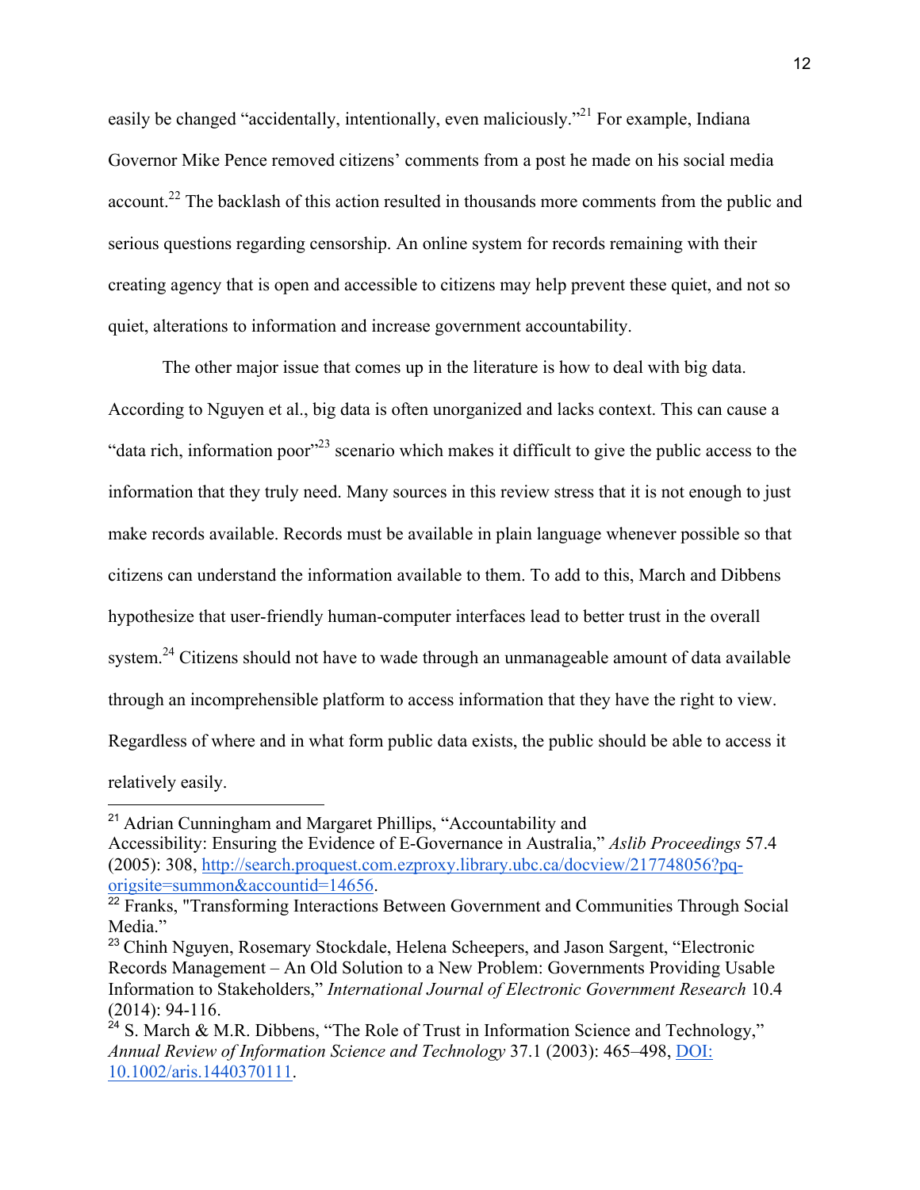easily be changed "accidentally, intentionally, even maliciously."[21] For example, Indiana Governor Mike Pence removed citizens' comments from a post he made on his social media account.[22] The backlash of this action resulted in thousands more comments from the public and serious questions regarding censorship. An online system for records remaining with their creating agency that is open and accessible to citizens may help prevent these quiet, and not so quiet, alterations to information and increase government accountability.

The other major issue that comes up in the literature is how to deal with big data. According to Nguyen et al., big data is often unorganized and lacks context. This can cause a "data rich, information poor"[23] scenario which makes it difficult to give the public access to the information that they truly need. Many sources in this review stress that it is not enough to just make records available. Records must be available in plain language whenever possible so that citizens can understand the information available to them. To add to this, March and Dibbens hypothesize that user-friendly human-computer interfaces lead to better trust in the overall system.[24] Citizens should not have to wade through an unmanageable amount of data available through an incomprehensible platform to access information that they have the right to view. Regardless of where and in what form public data exists, the public should be able to access it relatively easily.

---

[21] Adrian Cunningham and Margaret Phillips, "Accountability and Accessibility: Ensuring the Evidence of E-Governance in Australia," *Aslib Proceedings* 57.4 (2005): 308, http://search.proquest.com.ezproxy.library.ubc.ca/docview/217748056?pq-origsite=summon&accountid=14656.

[22] Franks, "Transforming Interactions Between Government and Communities Through Social Media."

[23] Chinh Nguyen, Rosemary Stockdale, Helena Scheepers, and Jason Sargent, "Electronic Records Management – An Old Solution to a New Problem: Governments Providing Usable Information to Stakeholders," *International Journal of Electronic Government Research* 10.4 (2014): 94-116.

[24] S. March & M.R. Dibbens, "The Role of Trust in Information Science and Technology," *Annual Review of Information Science and Technology* 37.1 (2003): 465–498, DOI: 10.1002/aris.1440370111.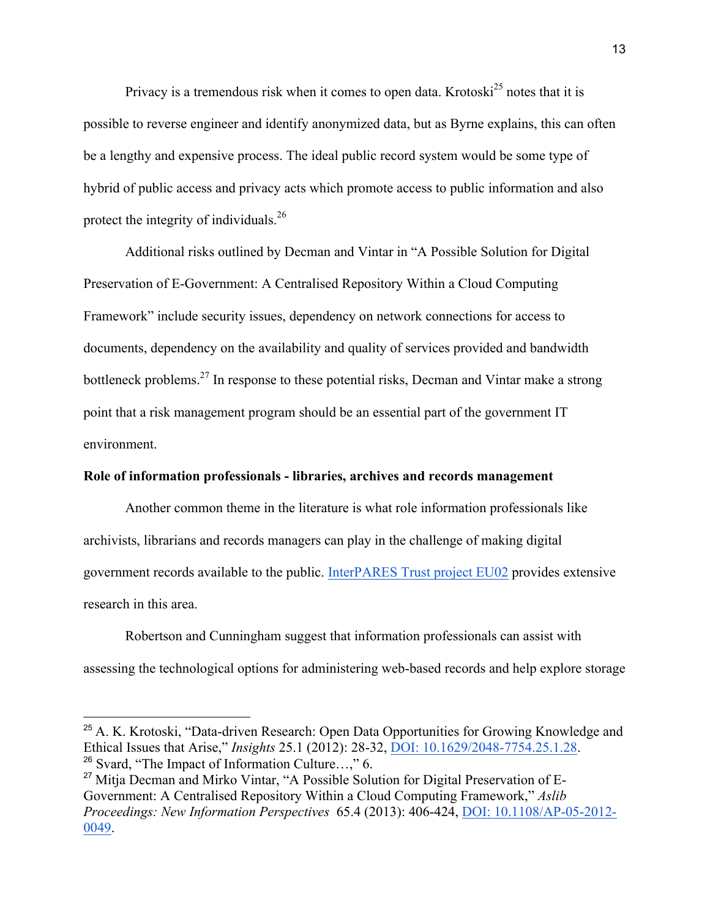Privacy is a tremendous risk when it comes to open data. Krotoski[25] notes that it is possible to reverse engineer and identify anonymized data, but as Byrne explains, this can often be a lengthy and expensive process. The ideal public record system would be some type of hybrid of public access and privacy acts which promote access to public information and also protect the integrity of individuals.[26]

Additional risks outlined by Decman and Vintar in "A Possible Solution for Digital Preservation of E-Government: A Centralised Repository Within a Cloud Computing Framework" include security issues, dependency on network connections for access to documents, dependency on the availability and quality of services provided and bandwidth bottleneck problems.[27] In response to these potential risks, Decman and Vintar make a strong point that a risk management program should be an essential part of the government IT environment.

**Role of information professionals - libraries, archives and records management**

Another common theme in the literature is what role information professionals like archivists, librarians and records managers can play in the challenge of making digital government records available to the public. InterPARES Trust project EU02 provides extensive research in this area.

Robertson and Cunningham suggest that information professionals can assist with assessing the technological options for administering web-based records and help explore storage

---

[25] A. K. Krotoski, "Data-driven Research: Open Data Opportunities for Growing Knowledge and Ethical Issues that Arise," *Insights* 25.1 (2012): 28-32, DOI: 10.1629/2048-7754.25.1.28.

[26] Svard, "The Impact of Information Culture…," 6.

[27] Mitja Decman and Mirko Vintar, "A Possible Solution for Digital Preservation of E-Government: A Centralised Repository Within a Cloud Computing Framework," *Aslib Proceedings: New Information Perspectives* 65.4 (2013): 406-424, DOI: 10.1108/AP-05-2012-0049.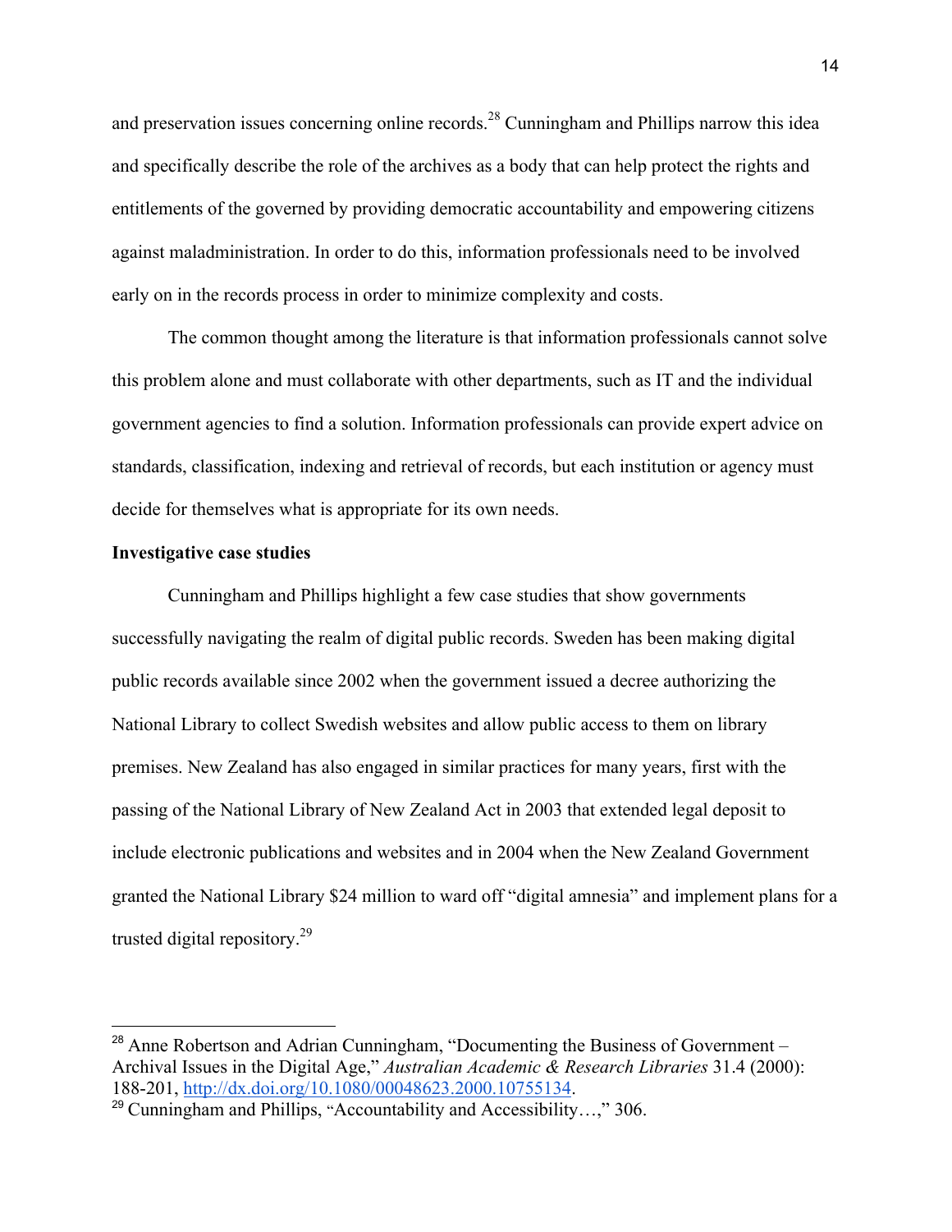and preservation issues concerning online records.[28] Cunningham and Phillips narrow this idea and specifically describe the role of the archives as a body that can help protect the rights and entitlements of the governed by providing democratic accountability and empowering citizens against maladministration. In order to do this, information professionals need to be involved early on in the records process in order to minimize complexity and costs.

The common thought among the literature is that information professionals cannot solve this problem alone and must collaborate with other departments, such as IT and the individual government agencies to find a solution. Information professionals can provide expert advice on standards, classification, indexing and retrieval of records, but each institution or agency must decide for themselves what is appropriate for its own needs.

**Investigative case studies**

Cunningham and Phillips highlight a few case studies that show governments successfully navigating the realm of digital public records. Sweden has been making digital public records available since 2002 when the government issued a decree authorizing the National Library to collect Swedish websites and allow public access to them on library premises. New Zealand has also engaged in similar practices for many years, first with the passing of the National Library of New Zealand Act in 2003 that extended legal deposit to include electronic publications and websites and in 2004 when the New Zealand Government granted the National Library $24 million to ward off "digital amnesia" and implement plans for a trusted digital repository.[29]

---

[28] Anne Robertson and Adrian Cunningham, "Documenting the Business of Government – Archival Issues in the Digital Age," *Australian Academic & Research Libraries* 31.4 (2000): 188-201, http://dx.doi.org/10.1080/00048623.2000.10755134.

[29] Cunningham and Phillips, "Accountability and Accessibility…," 306.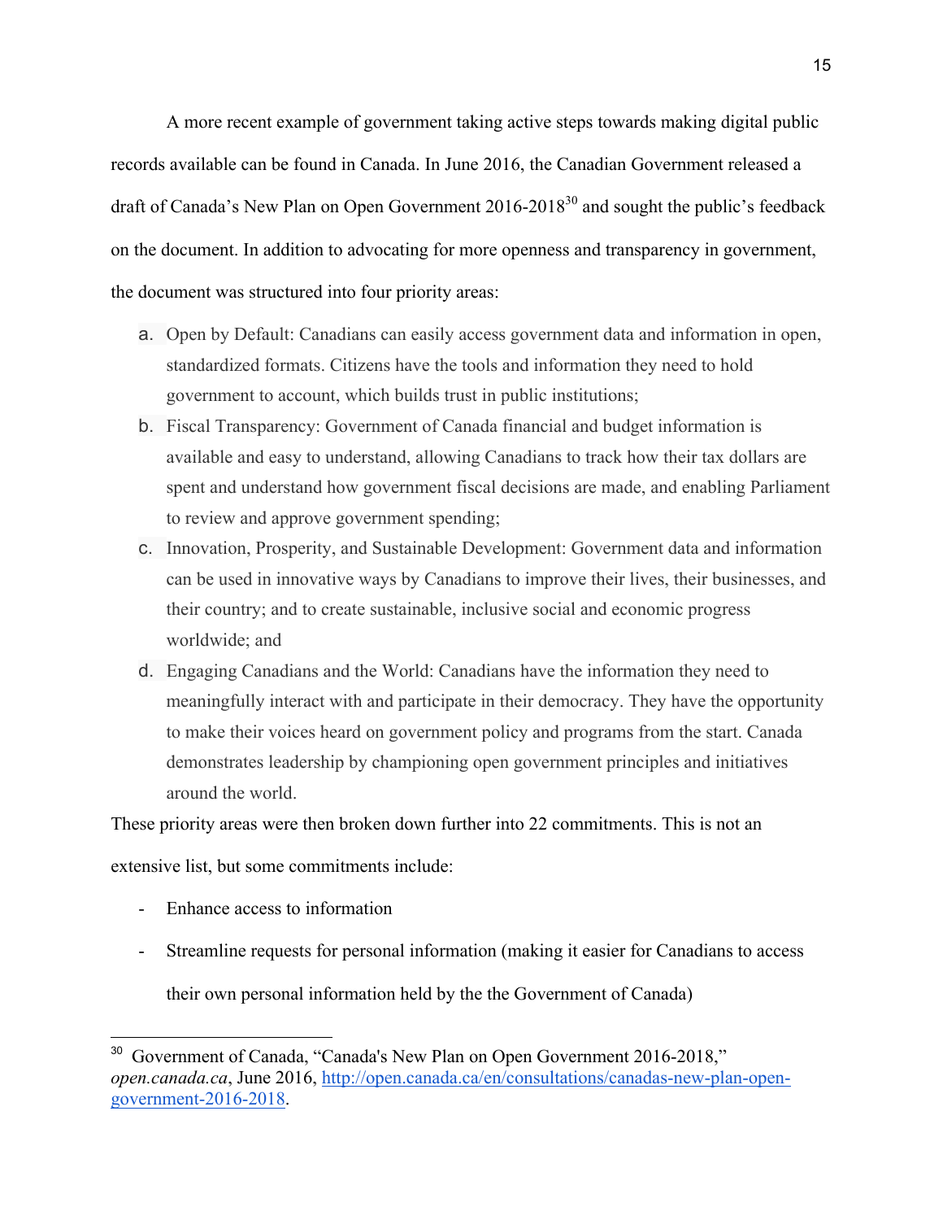A more recent example of government taking active steps towards making digital public records available can be found in Canada. In June 2016, the Canadian Government released a draft of Canada's New Plan on Open Government 2016-2018[30] and sought the public's feedback on the document. In addition to advocating for more openness and transparency in government, the document was structured into four priority areas:

a. Open by Default: Canadians can easily access government data and information in open, standardized formats. Citizens have the tools and information they need to hold government to account, which builds trust in public institutions;
b. Fiscal Transparency: Government of Canada financial and budget information is available and easy to understand, allowing Canadians to track how their tax dollars are spent and understand how government fiscal decisions are made, and enabling Parliament to review and approve government spending;
c. Innovation, Prosperity, and Sustainable Development: Government data and information can be used in innovative ways by Canadians to improve their lives, their businesses, and their country; and to create sustainable, inclusive social and economic progress worldwide; and
d. Engaging Canadians and the World: Canadians have the information they need to meaningfully interact with and participate in their democracy. They have the opportunity to make their voices heard on government policy and programs from the start. Canada demonstrates leadership by championing open government principles and initiatives around the world.

These priority areas were then broken down further into 22 commitments. This is not an extensive list, but some commitments include:

- Enhance access to information
- Streamline requests for personal information (making it easier for Canadians to access their own personal information held by the the Government of Canada)

---

[30] Government of Canada, "Canada's New Plan on Open Government 2016-2018," *open.canada.ca*, June 2016, http://open.canada.ca/en/consultations/canadas-new-plan-open-government-2016-2018.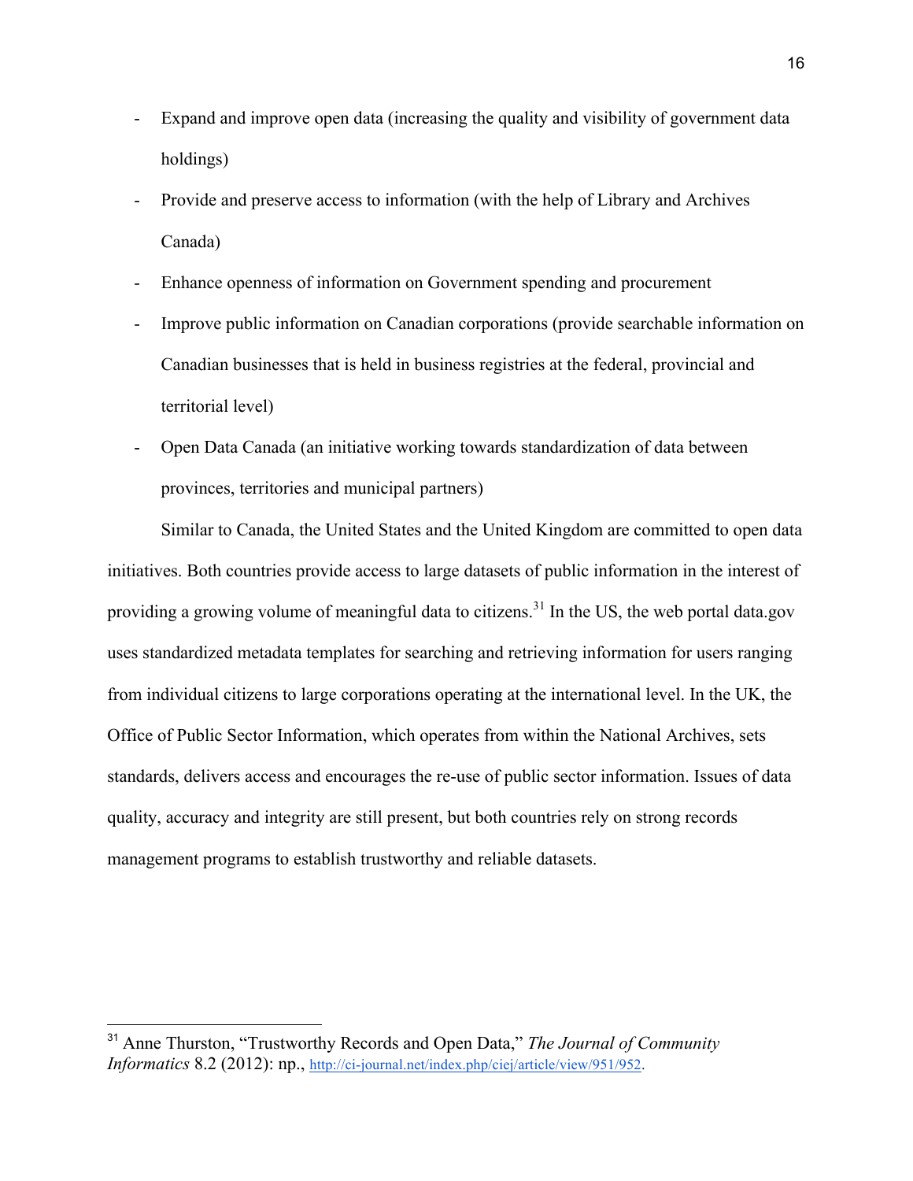- Expand and improve open data (increasing the quality and visibility of government data holdings)
- Provide and preserve access to information (with the help of Library and Archives Canada)
- Enhance openness of information on Government spending and procurement
- Improve public information on Canadian corporations (provide searchable information on Canadian businesses that is held in business registries at the federal, provincial and territorial level)
- Open Data Canada (an initiative working towards standardization of data between provinces, territories and municipal partners)

Similar to Canada, the United States and the United Kingdom are committed to open data initiatives. Both countries provide access to large datasets of public information in the interest of providing a growing volume of meaningful data to citizens.[31] In the US, the web portal data.gov uses standardized metadata templates for searching and retrieving information for users ranging from individual citizens to large corporations operating at the international level. In the UK, the Office of Public Sector Information, which operates from within the National Archives, sets standards, delivers access and encourages the re-use of public sector information. Issues of data quality, accuracy and integrity are still present, but both countries rely on strong records management programs to establish trustworthy and reliable datasets.

---

[31] Anne Thurston, "Trustworthy Records and Open Data," *The Journal of Community Informatics* 8.2 (2012): np., http://ci-journal.net/index.php/ciej/article/view/951/952.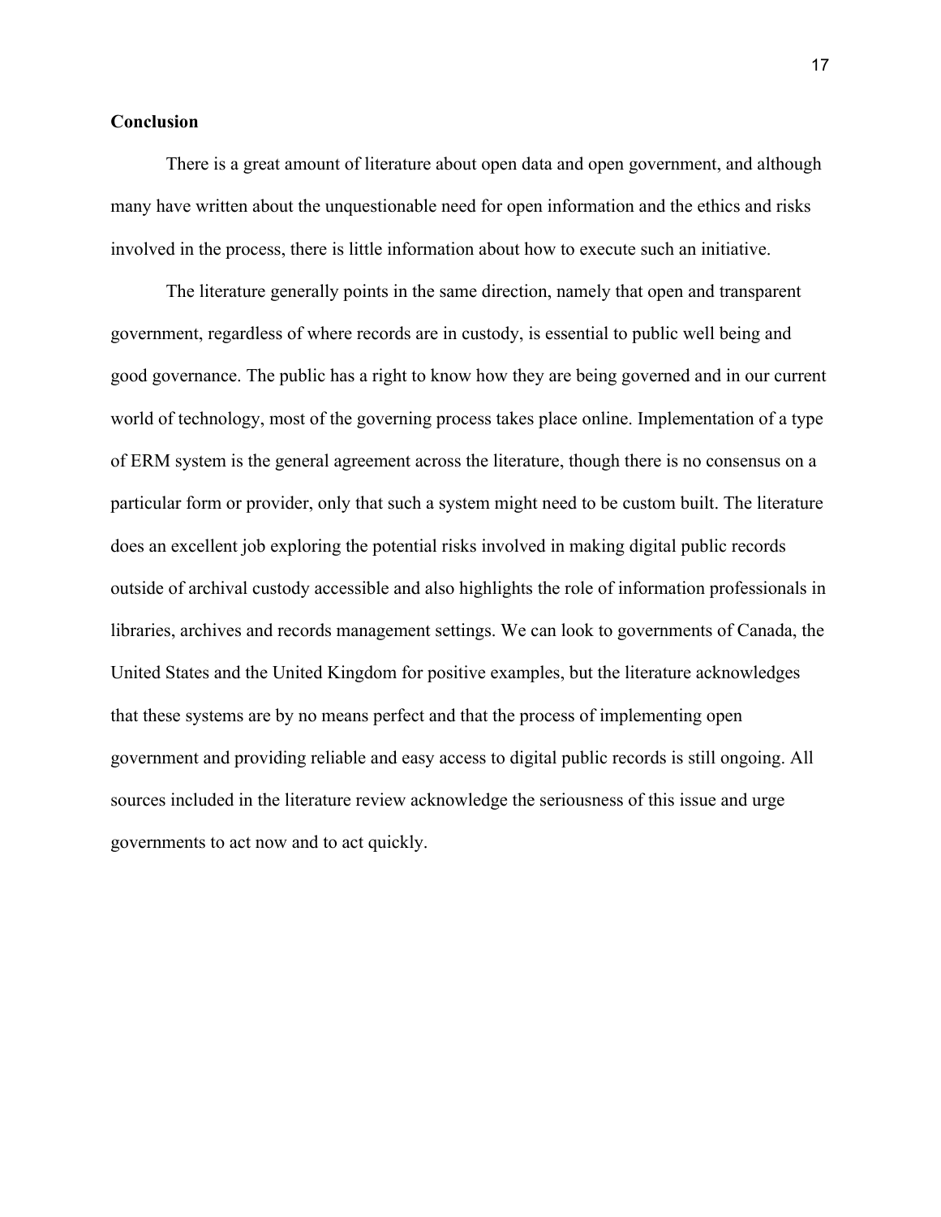## Conclusion

There is a great amount of literature about open data and open government, and although many have written about the unquestionable need for open information and the ethics and risks involved in the process, there is little information about how to execute such an initiative.

The literature generally points in the same direction, namely that open and transparent government, regardless of where records are in custody, is essential to public well being and good governance. The public has a right to know how they are being governed and in our current world of technology, most of the governing process takes place online. Implementation of a type of ERM system is the general agreement across the literature, though there is no consensus on a particular form or provider, only that such a system might need to be custom built. The literature does an excellent job exploring the potential risks involved in making digital public records outside of archival custody accessible and also highlights the role of information professionals in libraries, archives and records management settings. We can look to governments of Canada, the United States and the United Kingdom for positive examples, but the literature acknowledges that these systems are by no means perfect and that the process of implementing open government and providing reliable and easy access to digital public records is still ongoing. All sources included in the literature review acknowledge the seriousness of this issue and urge governments to act now and to act quickly.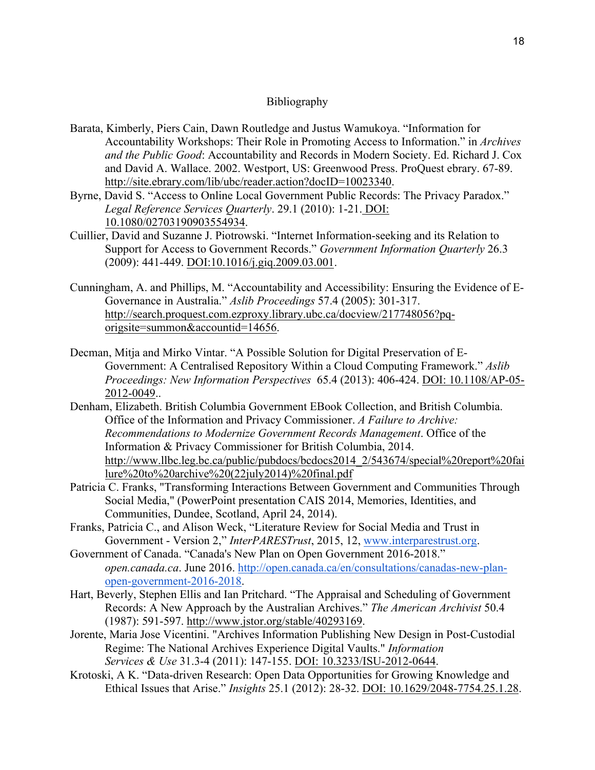# Bibliography

Barata, Kimberly, Piers Cain, Dawn Routledge and Justus Wamukoya. "Information for Accountability Workshops: Their Role in Promoting Access to Information." in *Archives and the Public Good*: Accountability and Records in Modern Society. Ed. Richard J. Cox and David A. Wallace. 2002. Westport, US: Greenwood Press. ProQuest ebrary. 67-89. http://site.ebrary.com/lib/ubc/reader.action?docID=10023340.

Byrne, David S. "Access to Online Local Government Public Records: The Privacy Paradox." *Legal Reference Services Quarterly*. 29.1 (2010): 1-21. DOI: 10.1080/02703190903554934.

Cuillier, David and Suzanne J. Piotrowski. "Internet Information-seeking and its Relation to Support for Access to Government Records." *Government Information Quarterly* 26.3 (2009): 441-449. DOI:10.1016/j.giq.2009.03.001.

Cunningham, A. and Phillips, M. "Accountability and Accessibility: Ensuring the Evidence of E-Governance in Australia." *Aslib Proceedings* 57.4 (2005): 301-317. http://search.proquest.com.ezproxy.library.ubc.ca/docview/217748056?pq-origsite=summon&accountid=14656.

Decman, Mitja and Mirko Vintar. "A Possible Solution for Digital Preservation of E-Government: A Centralised Repository Within a Cloud Computing Framework." *Aslib Proceedings: New Information Perspectives* 65.4 (2013): 406-424. DOI: 10.1108/AP-05-2012-0049..

Denham, Elizabeth. British Columbia Government EBook Collection, and British Columbia. Office of the Information and Privacy Commissioner. *A Failure to Archive: Recommendations to Modernize Government Records Management*. Office of the Information & Privacy Commissioner for British Columbia, 2014. http://www.llbc.leg.bc.ca/public/pubdocs/bcdocs2014_2/543674/special%20report%20failure%20to%20archive%20(22july2014)%20final.pdf

Patricia C. Franks, "Transforming Interactions Between Government and Communities Through Social Media," (PowerPoint presentation CAIS 2014, Memories, Identities, and Communities, Dundee, Scotland, April 24, 2014).

Franks, Patricia C., and Alison Weck, "Literature Review for Social Media and Trust in Government - Version 2," *InterPARESTrust*, 2015, 12, www.interparestrust.org.

Government of Canada. "Canada's New Plan on Open Government 2016-2018." *open.canada.ca*. June 2016. http://open.canada.ca/en/consultations/canadas-new-plan-open-government-2016-2018.

Hart, Beverly, Stephen Ellis and Ian Pritchard. "The Appraisal and Scheduling of Government Records: A New Approach by the Australian Archives." *The American Archivist* 50.4 (1987): 591-597. http://www.jstor.org/stable/40293169.

Jorente, Maria Jose Vicentini. "Archives Information Publishing New Design in Post-Custodial Regime: The National Archives Experience Digital Vaults." *Information Services & Use* 31.3-4 (2011): 147-155. DOI: 10.3233/ISU-2012-0644.

Krotoski, A K. "Data-driven Research: Open Data Opportunities for Growing Knowledge and Ethical Issues that Arise." *Insights* 25.1 (2012): 28-32. DOI: 10.1629/2048-7754.25.1.28.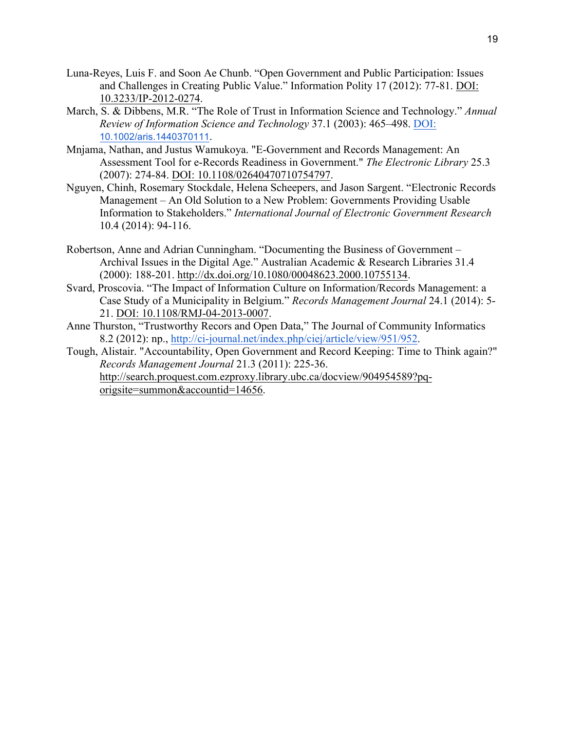Luna-Reyes, Luis F. and Soon Ae Chunb. "Open Government and Public Participation: Issues and Challenges in Creating Public Value." Information Polity 17 (2012): 77-81. DOI: 10.3233/IP-2012-0274.

March, S. & Dibbens, M.R. "The Role of Trust in Information Science and Technology." *Annual Review of Information Science and Technology* 37.1 (2003): 465–498. DOI: 10.1002/aris.1440370111.

Mnjama, Nathan, and Justus Wamukoya. "E-Government and Records Management: An Assessment Tool for e-Records Readiness in Government." *The Electronic Library* 25.3 (2007): 274-84. DOI: 10.1108/02640470710754797.

Nguyen, Chinh, Rosemary Stockdale, Helena Scheepers, and Jason Sargent. "Electronic Records Management – An Old Solution to a New Problem: Governments Providing Usable Information to Stakeholders." *International Journal of Electronic Government Research* 10.4 (2014): 94-116.

Robertson, Anne and Adrian Cunningham. "Documenting the Business of Government – Archival Issues in the Digital Age." Australian Academic & Research Libraries 31.4 (2000): 188-201. http://dx.doi.org/10.1080/00048623.2000.10755134.

Svard, Proscovia. "The Impact of Information Culture on Information/Records Management: a Case Study of a Municipality in Belgium." *Records Management Journal* 24.1 (2014): 5-21. DOI: 10.1108/RMJ-04-2013-0007.

Anne Thurston, "Trustworthy Recors and Open Data," The Journal of Community Informatics 8.2 (2012): np., http://ci-journal.net/index.php/ciej/article/view/951/952.

Tough, Alistair. "Accountability, Open Government and Record Keeping: Time to Think again?" *Records Management Journal* 21.3 (2011): 225-36. http://search.proquest.com.ezproxy.library.ubc.ca/docview/904954589?pq-origsite=summon&accountid=14656.